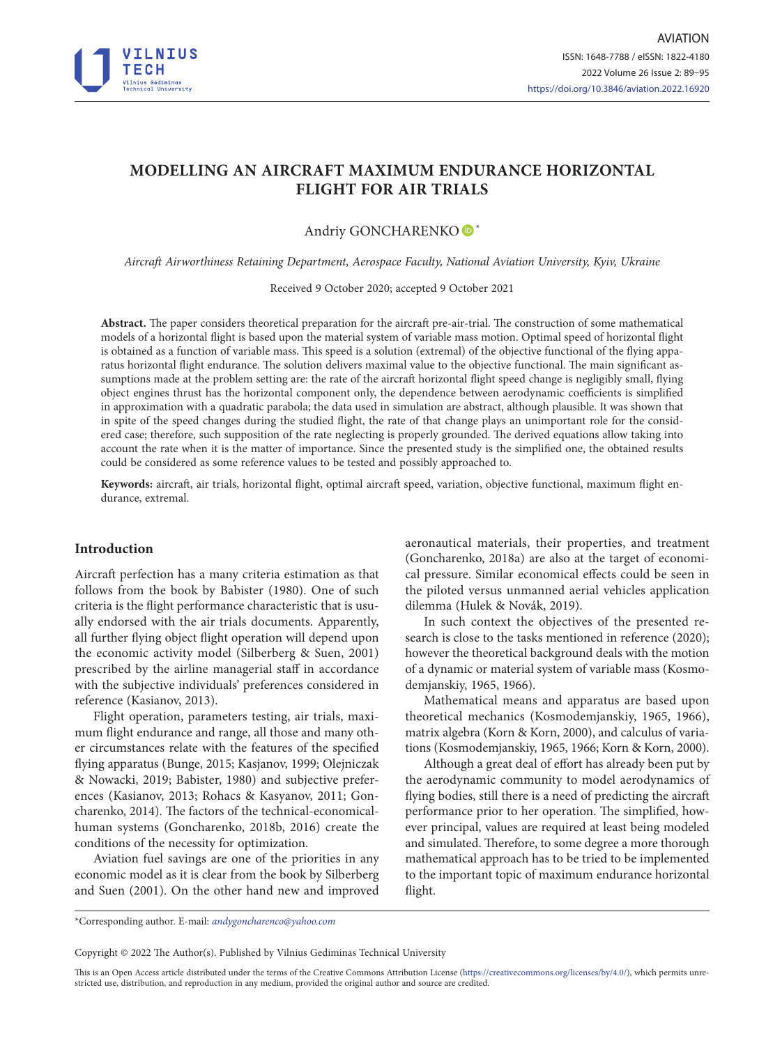# MODELLING AN AIRCRAFT MAXIMUM ENDURANCE HORIZONTAL FLIGHT FOR AIR TRIALS

Andriy GONCHARENKO *

*Aircraft Airworthiness Retaining Department, Aerospace Faculty, National Aviation University, Kyiv, Ukraine*

Received 9 October 2020; accepted 9 October 2021

**Abstract.** The paper considers theoretical preparation for the aircraft pre-air-trial. The construction of some mathematical models of a horizontal flight is based upon the material system of variable mass motion. Optimal speed of horizontal flight is obtained as a function of variable mass. This speed is a solution (extremal) of the objective functional of the flying apparatus horizontal flight endurance. The solution delivers maximal value to the objective functional. The main significant assumptions made at the problem setting are: the rate of the aircraft horizontal flight speed change is negligibly small, flying object engines thrust has the horizontal component only, the dependence between aerodynamic coefficients is simplified in approximation with a quadratic parabola; the data used in simulation are abstract, although plausible. It was shown that in spite of the speed changes during the studied flight, the rate of that change plays an unimportant role for the considered case; therefore, such supposition of the rate neglecting is properly grounded. The derived equations allow taking into account the rate when it is the matter of importance. Since the presented study is the simplified one, the obtained results could be considered as some reference values to be tested and possibly approached to.

**Keywords:** aircraft, air trials, horizontal flight, optimal aircraft speed, variation, objective functional, maximum flight endurance, extremal.

## Introduction

Aircraft perfection has a many criteria estimation as that follows from the book by Babister (1980). One of such criteria is the flight performance characteristic that is usually endorsed with the air trials documents. Apparently, all further flying object flight operation will depend upon the economic activity model (Silberberg & Suen, 2001) prescribed by the airline managerial staff in accordance with the subjective individuals' preferences considered in reference (Kasianov, 2013).

Flight operation, parameters testing, air trials, maximum flight endurance and range, all those and many other circumstances relate with the features of the specified flying apparatus (Bunge, 2015; Kasjanov, 1999; Olejniczak & Nowacki, 2019; Babister, 1980) and subjective preferences (Kasianov, 2013; Rohacs & Kasyanov, 2011; Goncharenko, 2014). The factors of the technical-economical-human systems (Goncharenko, 2018b, 2016) create the conditions of the necessity for optimization.

Aviation fuel savings are one of the priorities in any economic model as it is clear from the book by Silberberg and Suen (2001). On the other hand new and improved aeronautical materials, their properties, and treatment (Goncharenko, 2018a) are also at the target of economical pressure. Similar economical effects could be seen in the piloted versus unmanned aerial vehicles application dilemma (Hulek & Novák, 2019).

In such context the objectives of the presented research is close to the tasks mentioned in reference (2020); however the theoretical background deals with the motion of a dynamic or material system of variable mass (Kosmodemjanskiy, 1965, 1966).

Mathematical means and apparatus are based upon theoretical mechanics (Kosmodemjanskiy, 1965, 1966), matrix algebra (Korn & Korn, 2000), and calculus of variations (Kosmodemjanskiy, 1965, 1966; Korn & Korn, 2000).

Although a great deal of effort has already been put by the aerodynamic community to model aerodynamics of flying bodies, still there is a need of predicting the aircraft performance prior to her operation. The simplified, however principal, values are required at least being modeled and simulated. Therefore, to some degree a more thorough mathematical approach has to be tried to be implemented to the important topic of maximum endurance horizontal flight.

*Corresponding author. E-mail: *andygoncharenco@yahoo.com*

Copyright © 2022 The Author(s). Published by Vilnius Gediminas Technical University

This is an Open Access article distributed under the terms of the Creative Commons Attribution License (https://creativecommons.org/licenses/by/4.0/), which permits unrestricted use, distribution, and reproduction in any medium, provided the original author and source are credited.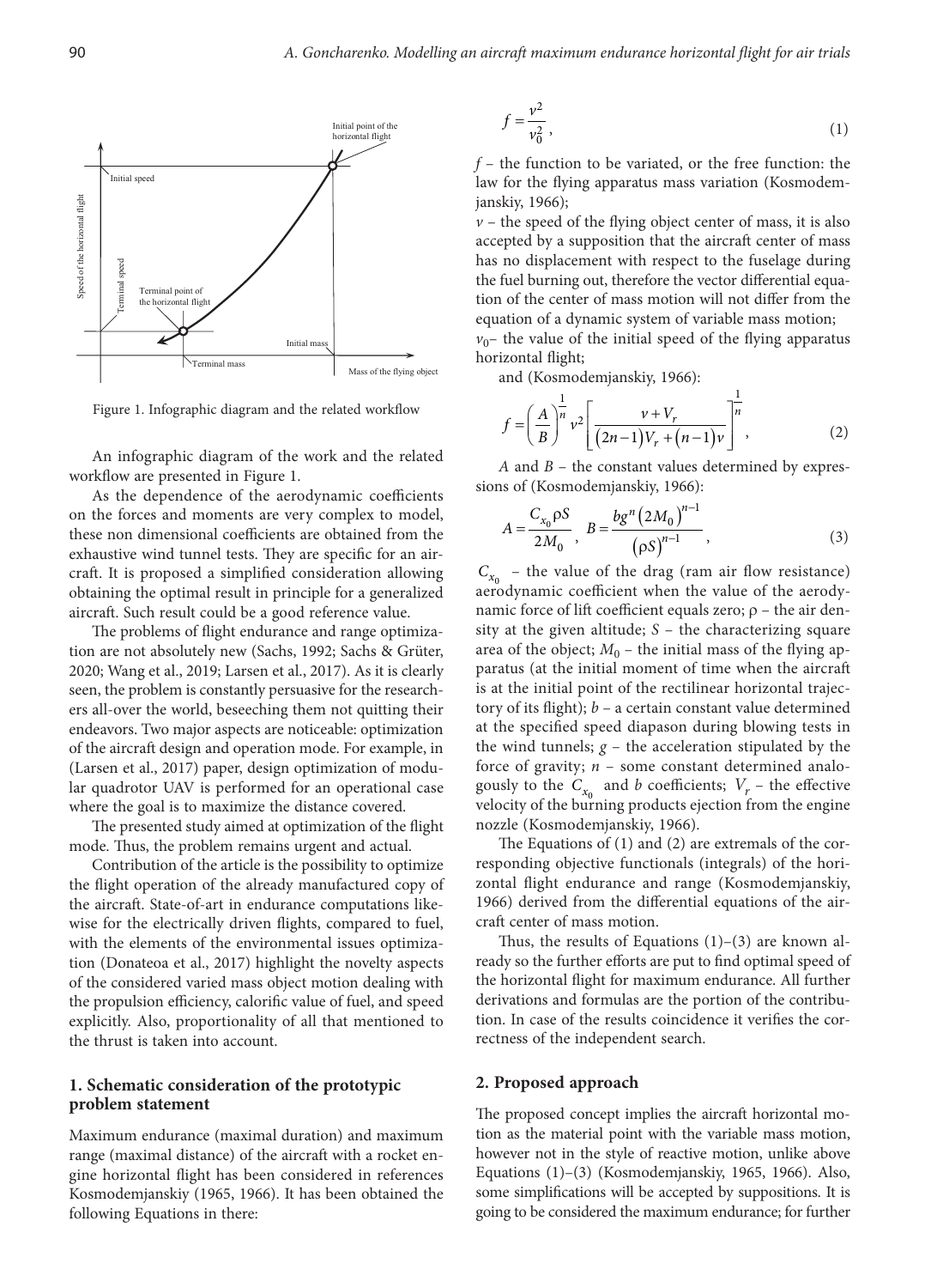Figure 1. Infographic diagram and the related workflow

An infographic diagram of the work and the related workflow are presented in Figure 1.

As the dependence of the aerodynamic coefficients on the forces and moments are very complex to model, these non dimensional coefficients are obtained from the exhaustive wind tunnel tests. They are specific for an aircraft. It is proposed a simplified consideration allowing obtaining the optimal result in principle for a generalized aircraft. Such result could be a good reference value.

The problems of flight endurance and range optimization are not absolutely new (Sachs, 1992; Sachs & Grüter, 2020; Wang et al., 2019; Larsen et al., 2017). As it is clearly seen, the problem is constantly persuasive for the researchers all-over the world, beseeching them not quitting their endeavors. Two major aspects are noticeable: optimization of the aircraft design and operation mode. For example, in (Larsen et al., 2017) paper, design optimization of modular quadrotor UAV is performed for an operational case where the goal is to maximize the distance covered.

The presented study aimed at optimization of the flight mode. Thus, the problem remains urgent and actual.

Contribution of the article is the possibility to optimize the flight operation of the already manufactured copy of the aircraft. State-of-art in endurance computations likewise for the electrically driven flights, compared to fuel, with the elements of the environmental issues optimization (Donateoa et al., 2017) highlight the novelty aspects of the considered varied mass object motion dealing with the propulsion efficiency, calorific value of fuel, and speed explicitly. Also, proportionality of all that mentioned to the thrust is taken into account.

## 1. Schematic consideration of the prototypic problem statement

Maximum endurance (maximal duration) and maximum range (maximal distance) of the aircraft with a rocket engine horizontal flight has been considered in references Kosmodemjanskiy (1965, 1966). It has been obtained the following Equations in there:

$$f = \frac{v^2}{v_0^2}, \tag{1}$$

$f$ – the function to be variated, or the free function: the law for the flying apparatus mass variation (Kosmodemjanskiy, 1966);

$v$ – the speed of the flying object center of mass, it is also accepted by a supposition that the aircraft center of mass has no displacement with respect to the fuselage during the fuel burning out, therefore the vector differential equation of the center of mass motion will not differ from the equation of a dynamic system of variable mass motion;

$v_0$– the value of the initial speed of the flying apparatus horizontal flight;

and (Kosmodemjanskiy, 1966):

$$f = \left(\frac{A}{B}\right)^{\frac{1}{n}} v^2 \left[\frac{v + V_r}{(2n-1)V_r + (n-1)v}\right]^{\frac{1}{n}}, \tag{2}$$

$A$ and $B$ – the constant values determined by expressions of (Kosmodemjanskiy, 1966):

$$A = \frac{C_{x_0} \rho S}{2M_0}, \quad B = \frac{b g^n (2M_0)^{n-1}}{(\rho S)^{n-1}}, \tag{3}$$

$C_{x_0}$ – the value of the drag (ram air flow resistance) aerodynamic coefficient when the value of the aerodynamic force of lift coefficient equals zero; $\rho$ – the air density at the given altitude; $S$ – the characterizing square area of the object; $M_0$ – the initial mass of the flying apparatus (at the initial moment of time when the aircraft is at the initial point of the rectilinear horizontal trajectory of its flight); $b$ – a certain constant value determined at the specified speed diapason during blowing tests in the wind tunnels; $g$ – the acceleration stipulated by the force of gravity; $n$ – some constant determined analogously to the $C_{x_0}$ and $b$ coefficients; $V_r$ – the effective velocity of the burning products ejection from the engine nozzle (Kosmodemjanskiy, 1966).

The Equations of (1) and (2) are extremals of the corresponding objective functionals (integrals) of the horizontal flight endurance and range (Kosmodemjanskiy, 1966) derived from the differential equations of the aircraft center of mass motion.

Thus, the results of Equations (1)–(3) are known already so the further efforts are put to find optimal speed of the horizontal flight for maximum endurance. All further derivations and formulas are the portion of the contribution. In case of the results coincidence it verifies the correctness of the independent search.

## 2. Proposed approach

The proposed concept implies the aircraft horizontal motion as the material point with the variable mass motion, however not in the style of reactive motion, unlike above Equations (1)–(3) (Kosmodemjanskiy, 1965, 1966). Also, some simplifications will be accepted by suppositions. It is going to be considered the maximum endurance; for further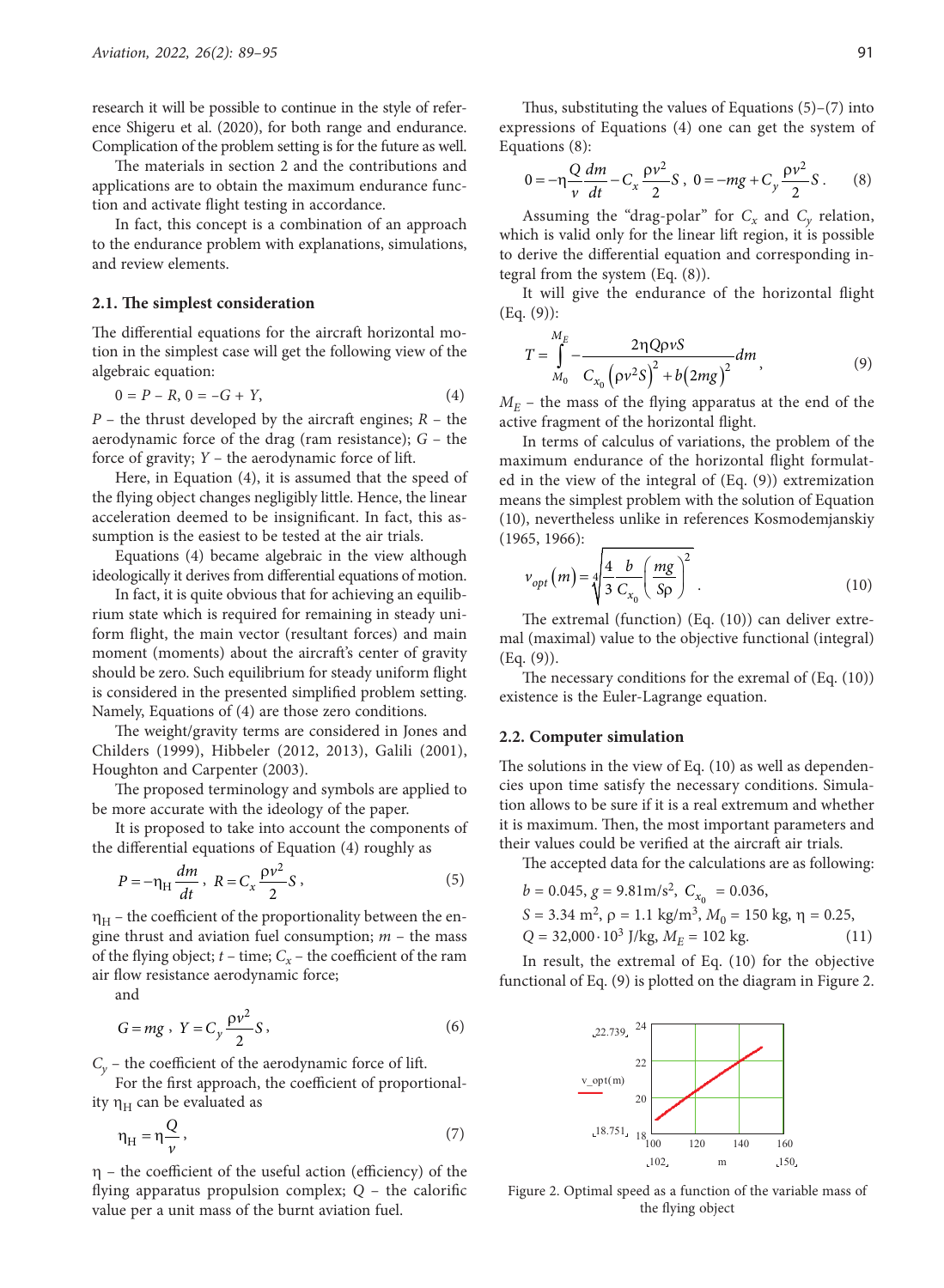research it will be possible to continue in the style of reference Shigeru et al. (2020), for both range and endurance. Complication of the problem setting is for the future as well.

The materials in section 2 and the contributions and applications are to obtain the maximum endurance function and activate flight testing in accordance.

In fact, this concept is a combination of an approach to the endurance problem with explanations, simulations, and review elements.

### 2.1. The simplest consideration

The differential equations for the aircraft horizontal motion in the simplest case will get the following view of the algebraic equation:

$$0 = P - R,\ 0 = -G + Y, \tag{4}$$

$P$ – the thrust developed by the aircraft engines; $R$ – the aerodynamic force of the drag (ram resistance); $G$ – the force of gravity; $Y$ – the aerodynamic force of lift.

Here, in Equation (4), it is assumed that the speed of the flying object changes negligibly little. Hence, the linear acceleration deemed to be insignificant. In fact, this assumption is the easiest to be tested at the air trials.

Equations (4) became algebraic in the view although ideologically it derives from differential equations of motion.

In fact, it is quite obvious that for achieving an equilibrium state which is required for remaining in steady uniform flight, the main vector (resultant forces) and main moment (moments) about the aircraft's center of gravity should be zero. Such equilibrium for steady uniform flight is considered in the presented simplified problem setting. Namely, Equations of (4) are those zero conditions.

The weight/gravity terms are considered in Jones and Childers (1999), Hibbeler (2012, 2013), Galili (2001), Houghton and Carpenter (2003).

The proposed terminology and symbols are applied to be more accurate with the ideology of the paper.

It is proposed to take into account the components of the differential equations of Equation (4) roughly as

$$P = -\eta_H \frac{dm}{dt},\ R = C_x \frac{\rho v^2}{2} S, \tag{5}$$

$\eta_H$ – the coefficient of the proportionality between the engine thrust and aviation fuel consumption; $m$ – the mass of the flying object; $t$ – time; $C_x$ – the coefficient of the ram air flow resistance aerodynamic force;

and

$$G = mg,\ Y = C_y \frac{\rho v^2}{2} S, \tag{6}$$

$C_y$ – the coefficient of the aerodynamic force of lift.

For the first approach, the coefficient of proportionality $\eta_H$ can be evaluated as

$$\eta_H = \eta \frac{Q}{v}, \tag{7}$$

$\eta$ – the coefficient of the useful action (efficiency) of the flying apparatus propulsion complex; $Q$ – the calorific value per a unit mass of the burnt aviation fuel.

Thus, substituting the values of Equations (5)–(7) into expressions of Equations (4) one can get the system of Equations (8):

$$0 = -\eta \frac{Q}{v}\frac{dm}{dt} - C_x \frac{\rho v^2}{2} S,\ 0 = -mg + C_y \frac{\rho v^2}{2} S. \tag{8}$$

Assuming the "drag-polar" for $C_x$ and $C_y$ relation, which is valid only for the linear lift region, it is possible to derive the differential equation and corresponding integral from the system (Eq. (8)).

It will give the endurance of the horizontal flight (Eq. (9)):

$$T = \int_{M_0}^{M_E} -\frac{2\eta Q \rho v S}{C_{x_0}\left(\rho v^2 S\right)^2 + b\left(2mg\right)^2} dm, \tag{9}$$

$M_E$ – the mass of the flying apparatus at the end of the active fragment of the horizontal flight.

In terms of calculus of variations, the problem of the maximum endurance of the horizontal flight formulated in the view of the integral of (Eq. (9)) extremization means the simplest problem with the solution of Equation (10), nevertheless unlike in references Kosmodemjanskiy (1965, 1966):

$$v_{opt}(m) = \sqrt[4]{\frac{4}{3}\frac{b}{C_{x_0}}\left(\frac{mg}{S\rho}\right)^2}. \tag{10}$$

The extremal (function) (Eq. (10)) can deliver extremal (maximal) value to the objective functional (integral) (Eq. (9)).

The necessary conditions for the exremal of (Eq. (10)) existence is the Euler-Lagrange equation.

### 2.2. Computer simulation

The solutions in the view of Eq. (10) as well as dependencies upon time satisfy the necessary conditions. Simulation allows to be sure if it is a real extremum and whether it is maximum. Then, the most important parameters and their values could be verified at the aircraft air trials.

The accepted data for the calculations are as following:

$$b = 0.045,\ g = 9.81\text{m/s}^2,\ C_{x_0} = 0.036,$$
$$S = 3.34\ \text{m}^2,\ \rho = 1.1\ \text{kg/m}^3,\ M_0 = 150\ \text{kg},\ \eta = 0.25,$$
$$Q = 32{,}000 \cdot 10^3\ \text{J/kg},\ M_E = 102\ \text{kg}. \tag{11}$$

In result, the extremal of Eq. (10) for the objective functional of Eq. (9) is plotted on the diagram in Figure 2.

Figure 2. Optimal speed as a function of the variable mass of the flying object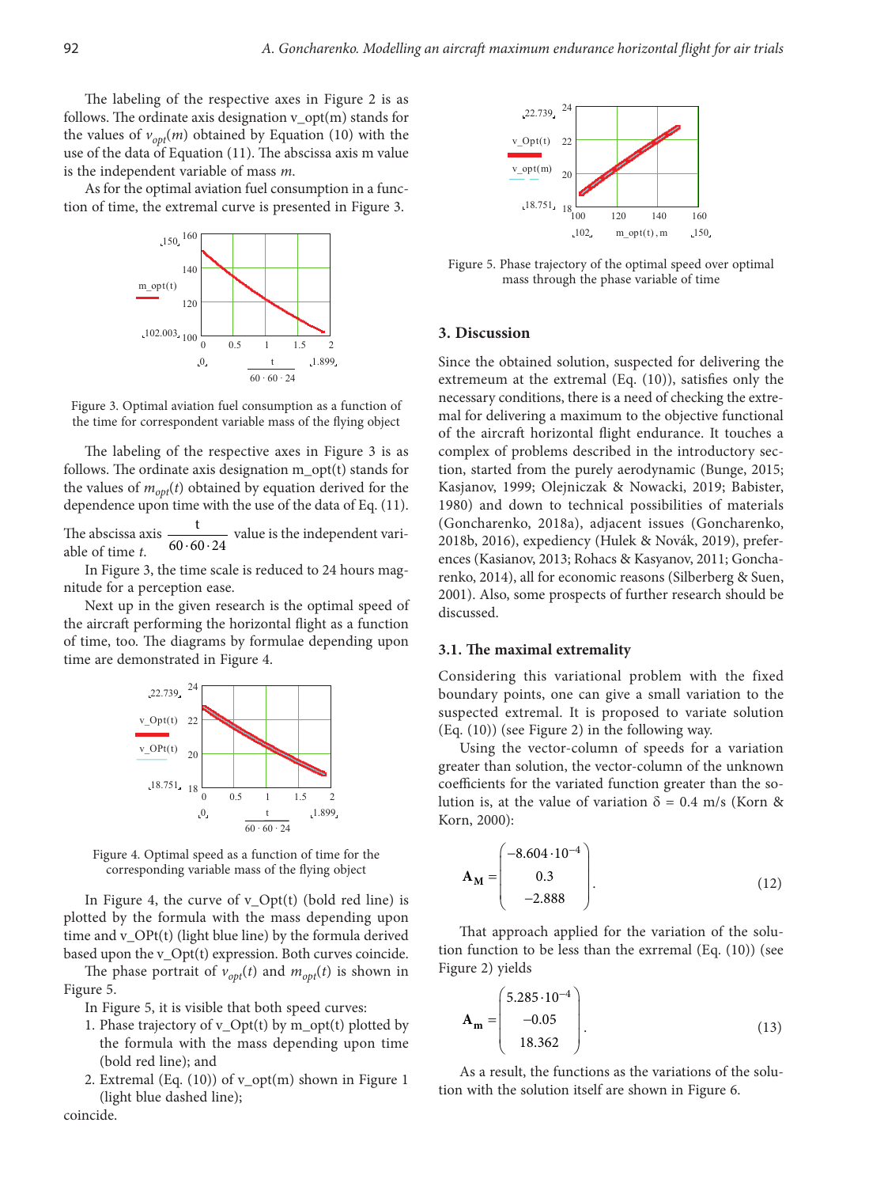The labeling of the respective axes in Figure 2 is as follows. The ordinate axis designation v_opt(m) stands for the values of $v_{opt}(m)$ obtained by Equation (10) with the use of the data of Equation (11). The abscissa axis m value is the independent variable of mass $m$.

As for the optimal aviation fuel consumption in a function of time, the extremal curve is presented in Figure 3.

Figure 3. Optimal aviation fuel consumption as a function of the time for correspondent variable mass of the flying object

The labeling of the respective axes in Figure 3 is as follows. The ordinate axis designation m_opt(t) stands for the values of $m_{opt}(t)$ obtained by equation derived for the dependence upon time with the use of the data of Eq. (11). The abscissa axis $\frac{t}{60 \cdot 60 \cdot 24}$ value is the independent variable of time $t$.

In Figure 3, the time scale is reduced to 24 hours magnitude for a perception ease.

Next up in the given research is the optimal speed of the aircraft performing the horizontal flight as a function of time, too. The diagrams by formulae depending upon time are demonstrated in Figure 4.

Figure 4. Optimal speed as a function of time for the corresponding variable mass of the flying object

In Figure 4, the curve of v_Opt(t) (bold red line) is plotted by the formula with the mass depending upon time and v_OPt(t) (light blue line) by the formula derived based upon the v_Opt(t) expression. Both curves coincide.

The phase portrait of $v_{opt}(t)$ and $m_{opt}(t)$ is shown in Figure 5.

In Figure 5, it is visible that both speed curves:

1. Phase trajectory of v_Opt(t) by m_opt(t) plotted by the formula with the mass depending upon time (bold red line); and
2. Extremal (Eq. (10)) of v_opt(m) shown in Figure 1 (light blue dashed line);

coincide.

Figure 5. Phase trajectory of the optimal speed over optimal mass through the phase variable of time

## 3. Discussion

Since the obtained solution, suspected for delivering the extremeum at the extremal (Eq. (10)), satisfies only the necessary conditions, there is a need of checking the extremal for delivering a maximum to the objective functional of the aircraft horizontal flight endurance. It touches a complex of problems described in the introductory section, started from the purely aerodynamic (Bunge, 2015; Kasjanov, 1999; Olejniczak & Nowacki, 2019; Babister, 1980) and down to technical possibilities of materials (Goncharenko, 2018a), adjacent issues (Goncharenko, 2018b, 2016), expediency (Hulek & Novák, 2019), preferences (Kasianov, 2013; Rohacs & Kasyanov, 2011; Goncharenko, 2014), all for economic reasons (Silberberg & Suen, 2001). Also, some prospects of further research should be discussed.

### 3.1. The maximal extremality

Considering this variational problem with the fixed boundary points, one can give a small variation to the suspected extremal. It is proposed to variate solution (Eq. (10)) (see Figure 2) in the following way.

Using the vector-column of speeds for a variation greater than solution, the vector-column of the unknown coefficients for the variated function greater than the solution is, at the value of variation $\delta = 0.4$ m/s (Korn & Korn, 2000):

$$\mathbf{A_M} = \begin{pmatrix} -8.604 \cdot 10^{-4} \\ 0.3 \\ -2.888 \end{pmatrix}. \tag{12}$$

That approach applied for the variation of the solution function to be less than the exrremal (Eq. (10)) (see Figure 2) yields

$$\mathbf{A_m} = \begin{pmatrix} 5.285 \cdot 10^{-4} \\ -0.05 \\ 18.362 \end{pmatrix}. \tag{13}$$

As a result, the functions as the variations of the solution with the solution itself are shown in Figure 6.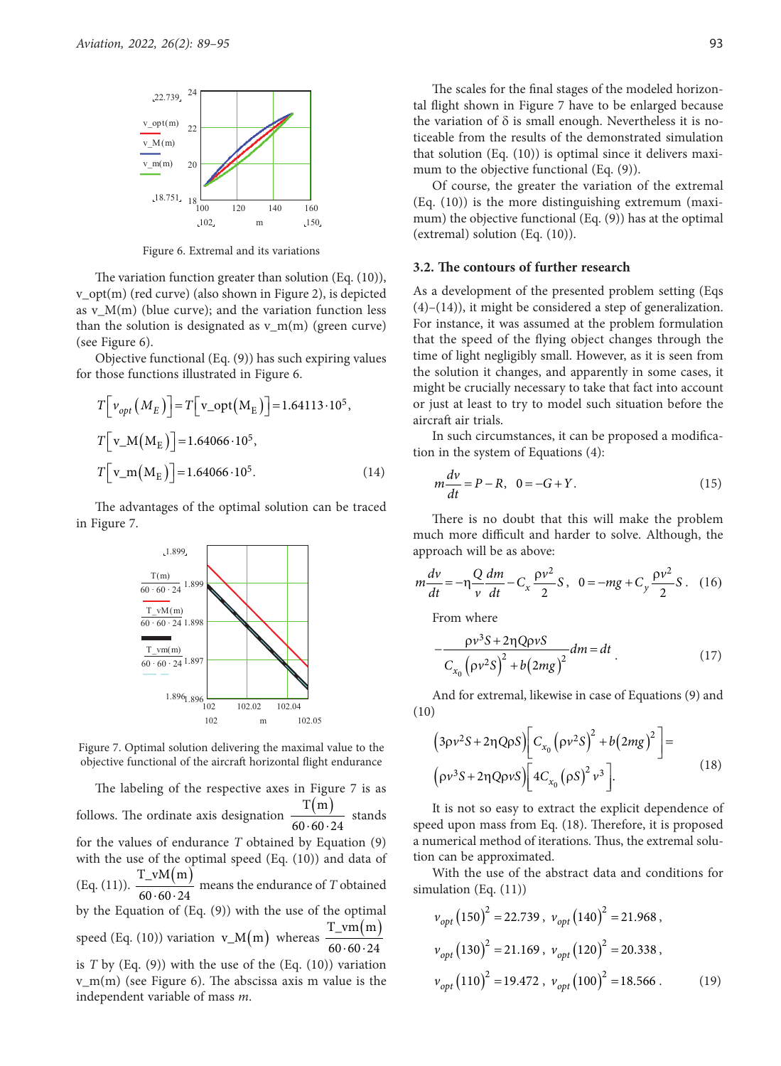Figure 6. Extremal and its variations

The variation function greater than solution (Eq. (10)), v_opt(m) (red curve) (also shown in Figure 2), is depicted as v_M(m) (blue curve); and the variation function less than the solution is designated as v_m(m) (green curve) (see Figure 6).

Objective functional (Eq. (9)) has such expiring values for those functions illustrated in Figure 6.

$$T\left[v_{opt}\left(M_E\right)\right]=T\left[\mathrm{v\_opt}\left(\mathrm{M_E}\right)\right]=1.64113\cdot 10^5,$$

$$T\left[\mathrm{v\_M}\left(\mathrm{M_E}\right)\right]=1.64066\cdot 10^5,$$

$$T\left[\mathrm{v\_m}\left(\mathrm{M_E}\right)\right]=1.64066\cdot 10^5. \tag{14}$$

The advantages of the optimal solution can be traced in Figure 7.

Figure 7. Optimal solution delivering the maximal value to the objective functional of the aircraft horizontal flight endurance

The labeling of the respective axes in Figure 7 is as follows. The ordinate axis designation $\frac{\mathrm{T(m)}}{60\cdot 60\cdot 24}$ stands for the values of endurance $T$ obtained by Equation (9) with the use of the optimal speed (Eq. (10)) and data of (Eq. (11)). $\frac{\mathrm{T\_vM(m)}}{60\cdot 60\cdot 24}$ means the endurance of $T$ obtained by the Equation of (Eq. (9)) with the use of the optimal speed (Eq. (10)) variation $\mathrm{v\_M(m)}$ whereas $\frac{\mathrm{T\_vm(m)}}{60\cdot 60\cdot 24}$ is $T$ by (Eq. (9)) with the use of the (Eq. (10)) variation v_m(m) (see Figure 6). The abscissa axis m value is the independent variable of mass $m$.

The scales for the final stages of the modeled horizontal flight shown in Figure 7 have to be enlarged because the variation of δ is small enough. Nevertheless it is noticeable from the results of the demonstrated simulation that solution (Eq. (10)) is optimal since it delivers maximum to the objective functional (Eq. (9)).

Of course, the greater the variation of the extremal (Eq. (10)) is the more distinguishing extremum (maximum) the objective functional (Eq. (9)) has at the optimal (extremal) solution (Eq. (10)).

### 3.2. The contours of further research

As a development of the presented problem setting (Eqs (4)–(14)), it might be considered a step of generalization. For instance, it was assumed at the problem formulation that the speed of the flying object changes through the time of light negligibly small. However, as it is seen from the solution it changes, and apparently in some cases, it might be crucially necessary to take that fact into account or just at least to try to model such situation before the aircraft air trials.

In such circumstances, it can be proposed a modification in the system of Equations (4):

$$m\frac{dv}{dt}=P-R,\quad 0=-G+Y. \tag{15}$$

There is no doubt that this will make the problem much more difficult and harder to solve. Although, the approach will be as above:

$$m\frac{dv}{dt}=-\eta\frac{Q}{v}\frac{dm}{dt}-C_x\frac{\rho v^2}{2}S,\quad 0=-mg+C_y\frac{\rho v^2}{2}S. \tag{16}$$

From where

$$-\frac{\rho v^3 S+2\eta Q\rho v S}{C_{x_0}\left(\rho v^2 S\right)^2+b\left(2mg\right)^2}dm=dt. \tag{17}$$

And for extremal, likewise in case of Equations (9) and (10)

$$\left(3\rho v^2 S+2\eta Q\rho S\right)\left[C_{x_0}\left(\rho v^2 S\right)^2+b\left(2mg\right)^2\right]=$$
$$\left(\rho v^3 S+2\eta Q\rho v S\right)\left[4C_{x_0}\left(\rho S\right)^2 v^3\right]. \tag{18}$$

It is not so easy to extract the explicit dependence of speed upon mass from Eq. (18). Therefore, it is proposed a numerical method of iterations. Thus, the extremal solution can be approximated.

With the use of the abstract data and conditions for simulation (Eq. (11))

$$v_{opt}\left(150\right)^2=22.739,\ v_{opt}\left(140\right)^2=21.968,$$

$$v_{opt}\left(130\right)^2=21.169,\ v_{opt}\left(120\right)^2=20.338,$$

$$v_{opt}\left(110\right)^2=19.472,\ v_{opt}\left(100\right)^2=18.566. \tag{19}$$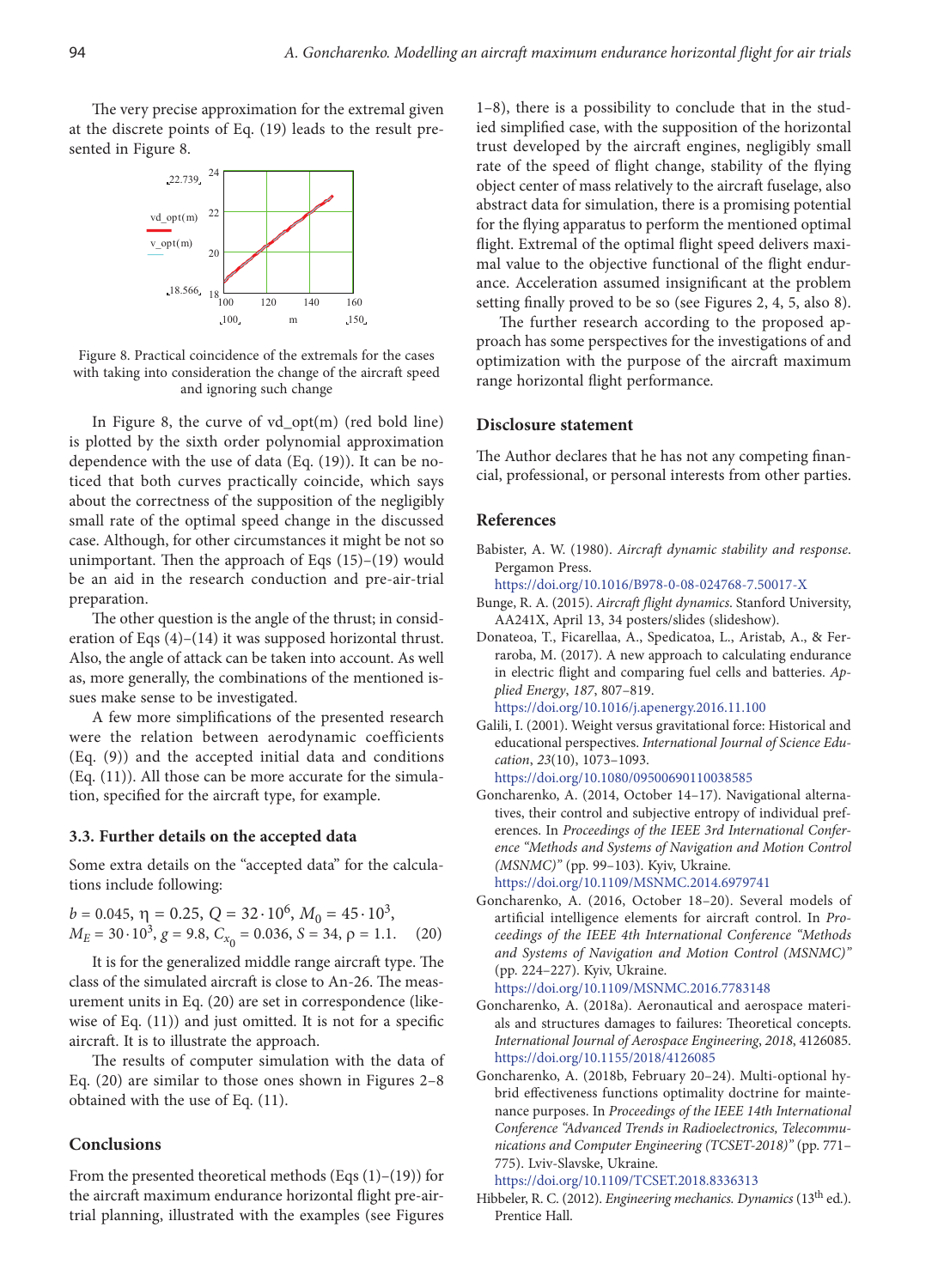The very precise approximation for the extremal given at the discrete points of Eq. (19) leads to the result presented in Figure 8.

Figure 8. Practical coincidence of the extremals for the cases with taking into consideration the change of the aircraft speed and ignoring such change

In Figure 8, the curve of vd_opt(m) (red bold line) is plotted by the sixth order polynomial approximation dependence with the use of data (Eq. (19)). It can be noticed that both curves practically coincide, which says about the correctness of the supposition of the negligibly small rate of the optimal speed change in the discussed case. Although, for other circumstances it might be not so unimportant. Then the approach of Eqs (15)–(19) would be an aid in the research conduction and pre-air-trial preparation.

The other question is the angle of the thrust; in consideration of Eqs (4)–(14) it was supposed horizontal thrust. Also, the angle of attack can be taken into account. As well as, more generally, the combinations of the mentioned issues make sense to be investigated.

A few more simplifications of the presented research were the relation between aerodynamic coefficients (Eq. (9)) and the accepted initial data and conditions (Eq. (11)). All those can be more accurate for the simulation, specified for the aircraft type, for example.

### 3.3. Further details on the accepted data

Some extra details on the "accepted data" for the calculations include following:

$$b = 0.045,\ \eta = 0.25,\ Q = 32 \cdot 10^6,\ M_0 = 45 \cdot 10^3,$$
$$M_E = 30 \cdot 10^3,\ g = 9.8,\ C_{x_0} = 0.036,\ S = 34,\ \rho = 1.1. \quad (20)$$

It is for the generalized middle range aircraft type. The class of the simulated aircraft is close to An-26. The measurement units in Eq. (20) are set in correspondence (likewise of Eq. (11)) and just omitted. It is not for a specific aircraft. It is to illustrate the approach.

The results of computer simulation with the data of Eq. (20) are similar to those ones shown in Figures 2–8 obtained with the use of Eq. (11).

## Conclusions

From the presented theoretical methods (Eqs (1)–(19)) for the aircraft maximum endurance horizontal flight pre-air-trial planning, illustrated with the examples (see Figures 1–8), there is a possibility to conclude that in the studied simplified case, with the supposition of the horizontal trust developed by the aircraft engines, negligibly small rate of the speed of flight change, stability of the flying object center of mass relatively to the aircraft fuselage, also abstract data for simulation, there is a promising potential for the flying apparatus to perform the mentioned optimal flight. Extremal of the optimal flight speed delivers maximal value to the objective functional of the flight endurance. Acceleration assumed insignificant at the problem setting finally proved to be so (see Figures 2, 4, 5, also 8).

The further research according to the proposed approach has some perspectives for the investigations of and optimization with the purpose of the aircraft maximum range horizontal flight performance.

## Disclosure statement

The Author declares that he has not any competing financial, professional, or personal interests from other parties.

## References

Babister, A. W. (1980). *Aircraft dynamic stability and response*. Pergamon Press. https://doi.org/10.1016/B978-0-08-024768-7.50017-X

Bunge, R. A. (2015). *Aircraft flight dynamics*. Stanford University, AA241X, April 13, 34 posters/slides (slideshow).

Donateoa, T., Ficarellaa, A., Spedicatoa, L., Aristab, A., & Ferraroba, M. (2017). A new approach to calculating endurance in electric flight and comparing fuel cells and batteries. *Applied Energy*, *187*, 807–819. https://doi.org/10.1016/j.apenergy.2016.11.100

Galili, I. (2001). Weight versus gravitational force: Historical and educational perspectives. *International Journal of Science Education*, *23*(10), 1073–1093. https://doi.org/10.1080/09500690110038585

Goncharenko, A. (2014, October 14–17). Navigational alternatives, their control and subjective entropy of individual preferences. In *Proceedings of the IEEE 3rd International Conference "Methods and Systems of Navigation and Motion Control (MSNMC)"* (pp. 99–103). Kyiv, Ukraine. https://doi.org/10.1109/MSNMC.2014.6979741

Goncharenko, A. (2016, October 18–20). Several models of artificial intelligence elements for aircraft control. In *Proceedings of the IEEE 4th International Conference "Methods and Systems of Navigation and Motion Control (MSNMC)"* (pp. 224–227). Kyiv, Ukraine. https://doi.org/10.1109/MSNMC.2016.7783148

Goncharenko, A. (2018a). Aeronautical and aerospace materials and structures damages to failures: Theoretical concepts. *International Journal of Aerospace Engineering*, *2018*, 4126085. https://doi.org/10.1155/2018/4126085

Goncharenko, A. (2018b, February 20–24). Multi-optional hybrid effectiveness functions optimality doctrine for maintenance purposes. In *Proceedings of the IEEE 14th International Conference "Advanced Trends in Radioelectronics, Telecommunications and Computer Engineering (TCSET-2018)"* (pp. 771–775). Lviv-Slavske, Ukraine. https://doi.org/10.1109/TCSET.2018.8336313

Hibbeler, R. C. (2012). *Engineering mechanics. Dynamics* (13th ed.). Prentice Hall.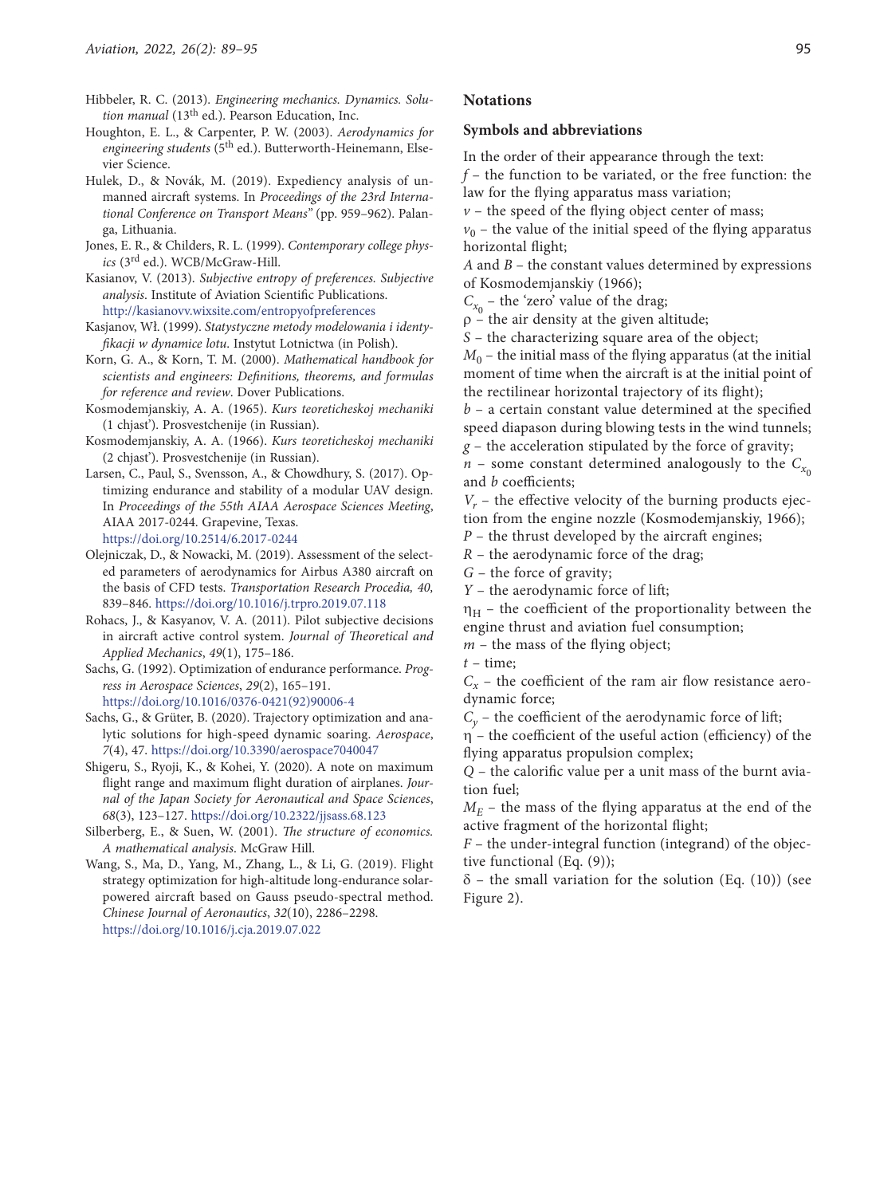Hibbeler, R. C. (2013). *Engineering mechanics. Dynamics. Solution manual* (13th ed.). Pearson Education, Inc.

Houghton, E. L., & Carpenter, P. W. (2003). *Aerodynamics for engineering students* (5th ed.). Butterworth-Heinemann, Elsevier Science.

Hulek, D., & Novák, M. (2019). Expediency analysis of unmanned aircraft systems. In *Proceedings of the 23rd International Conference on Transport Means"* (pp. 959–962). Palanga, Lithuania.

Jones, E. R., & Childers, R. L. (1999). *Contemporary college physics* (3rd ed.). WCB/McGraw-Hill.

Kasianov, V. (2013). *Subjective entropy of preferences. Subjective analysis*. Institute of Aviation Scientific Publications. http://kasianovv.wixsite.com/entropyofpreferences

Kasjanov, Wł. (1999). *Statytyczne metody modelowania i identyfikacji w dynamice lotu*. Instytut Lotnictwa (in Polish).

Korn, G. A., & Korn, T. M. (2000). *Mathematical handbook for scientists and engineers: Definitions, theorems, and formulas for reference and review*. Dover Publications.

Kosmodemjanskiy, A. A. (1965). *Kurs teoreticheskoj mechaniki* (1 chjast'). Prosvestchenije (in Russian).

Kosmodemjanskiy, A. A. (1966). *Kurs teoreticheskoj mechaniki* (2 chjast'). Prosvestchenije (in Russian).

Larsen, C., Paul, S., Svensson, A., & Chowdhury, S. (2017). Optimizing endurance and stability of a modular UAV design. In *Proceedings of the 55th AIAA Aerospace Sciences Meeting*, AIAA 2017-0244. Grapevine, Texas. https://doi.org/10.2514/6.2017-0244

Olejniczak, D., & Nowacki, M. (2019). Assessment of the selected parameters of aerodynamics for Airbus A380 aircraft on the basis of CFD tests. *Transportation Research Procedia, 40,* 839–846. https://doi.org/10.1016/j.trpro.2019.07.118

Rohacs, J., & Kasyanov, V. A. (2011). Pilot subjective decisions in aircraft active control system. *Journal of Theoretical and Applied Mechanics*, *49*(1), 175–186.

Sachs, G. (1992). Optimization of endurance performance. *Progress in Aerospace Sciences*, *29*(2), 165–191. https://doi.org/10.1016/0376-0421(92)90006-4

Sachs, G., & Grüter, B. (2020). Trajectory optimization and analytic solutions for high-speed dynamic soaring. *Aerospace*, *7*(4), 47. https://doi.org/10.3390/aerospace7040047

Shigeru, S., Ryoji, K., & Kohei, Y. (2020). A note on maximum flight range and maximum flight duration of airplanes. *Journal of the Japan Society for Aeronautical and Space Sciences*, *68*(3), 123–127. https://doi.org/10.2322/jjsass.68.123

Silberberg, E., & Suen, W. (2001). *The structure of economics. A mathematical analysis*. McGraw Hill.

Wang, S., Ma, D., Yang, M., Zhang, L., & Li, G. (2019). Flight strategy optimization for high-altitude long-endurance solar-powered aircraft based on Gauss pseudo-spectral method. *Chinese Journal of Aeronautics*, *32*(10), 2286–2298. https://doi.org/10.1016/j.cja.2019.07.022

## Notations

### Symbols and abbreviations

In the order of their appearance through the text:

$f$ – the function to be variated, or the free function: the law for the flying apparatus mass variation;

$v$ – the speed of the flying object center of mass;

$v_0$ – the value of the initial speed of the flying apparatus horizontal flight;

$A$ and $B$ – the constant values determined by expressions of Kosmodemjanskiy (1966);

$C_{x_0}$ – the 'zero' value of the drag;

$\rho$ – the air density at the given altitude;

$S$ – the characterizing square area of the object;

$M_0$ – the initial mass of the flying apparatus (at the initial moment of time when the aircraft is at the initial point of the rectilinear horizontal trajectory of its flight);

$b$ – a certain constant value determined at the specified speed diapason during blowing tests in the wind tunnels;

$g$ – the acceleration stipulated by the force of gravity;

$n$ – some constant determined analogously to the $C_{x_0}$ and $b$ coefficients;

$V_r$ – the effective velocity of the burning products ejection from the engine nozzle (Kosmodemjanskiy, 1966);

$P$ – the thrust developed by the aircraft engines;

$R$ – the aerodynamic force of the drag;

$G$ – the force of gravity;

$Y$ – the aerodynamic force of lift;

$\eta_H$ – the coefficient of the proportionality between the engine thrust and aviation fuel consumption;

$m$ – the mass of the flying object;

$t$ – time;

$C_x$ – the coefficient of the ram air flow resistance aerodynamic force;

$C_y$ – the coefficient of the aerodynamic force of lift;

$\eta$ – the coefficient of the useful action (efficiency) of the flying apparatus propulsion complex;

$Q$ – the calorific value per a unit mass of the burnt aviation fuel;

$M_E$ – the mass of the flying apparatus at the end of the active fragment of the horizontal flight;

$F$ – the under-integral function (integrand) of the objective functional (Eq. (9));

$\delta$ – the small variation for the solution (Eq. (10)) (see Figure 2).